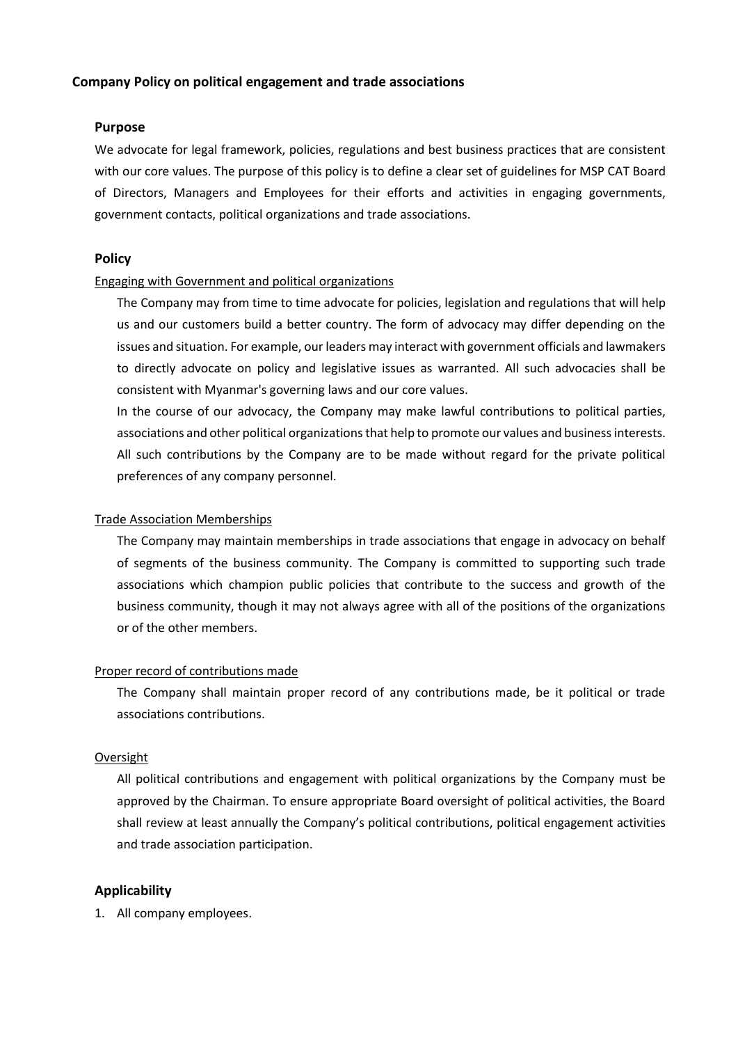# Company Policy on political engagement and trade associations

## Purpose

We advocate for legal framework, policies, regulations and best business practices that are consistent with our core values. The purpose of this policy is to define a clear set of guidelines for MSP CAT Board of Directors, Managers and Employees for their efforts and activities in engaging governments, government contacts, political organizations and trade associations.

## Policy

### Engaging with Government and political organizations

The Company may from time to time advocate for policies, legislation and regulations that will help us and our customers build a better country. The form of advocacy may differ depending on the issues and situation. For example, our leaders may interact with government officials and lawmakers to directly advocate on policy and legislative issues as warranted. All such advocacies shall be consistent with Myanmar's governing laws and our core values.

In the course of our advocacy, the Company may make lawful contributions to political parties, associations and other political organizations that help to promote our values and business interests. All such contributions by the Company are to be made without regard for the private political preferences of any company personnel.

### Trade Association Memberships

The Company may maintain memberships in trade associations that engage in advocacy on behalf of segments of the business community. The Company is committed to supporting such trade associations which champion public policies that contribute to the success and growth of the business community, though it may not always agree with all of the positions of the organizations or of the other members.

### Proper record of contributions made

The Company shall maintain proper record of any contributions made, be it political or trade associations contributions.

### Oversight

All political contributions and engagement with political organizations by the Company must be approved by the Chairman. To ensure appropriate Board oversight of political activities, the Board shall review at least annually the Company's political contributions, political engagement activities and trade association participation.

## Applicability

1. All company employees.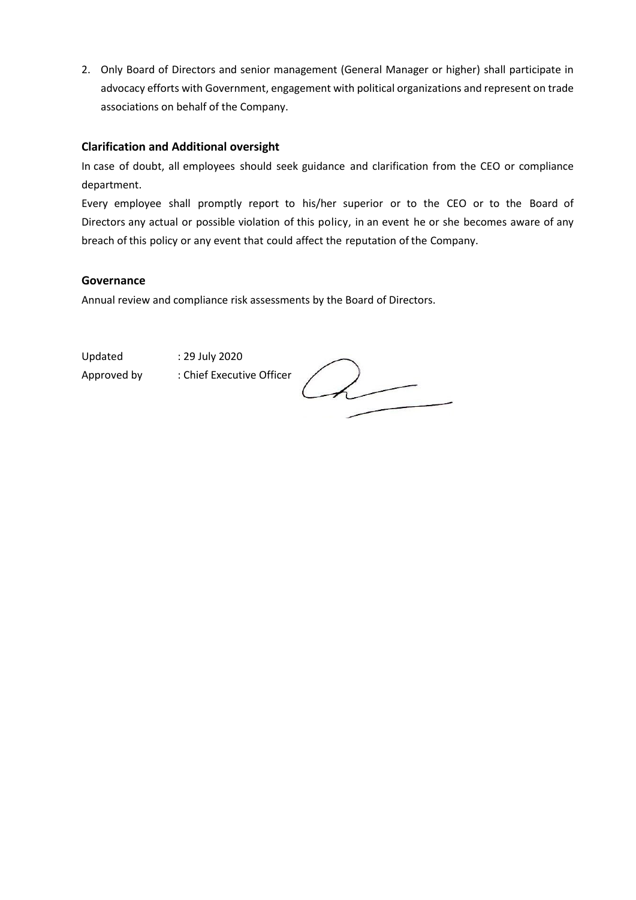2. Only Board of Directors and senior management (General Manager or higher) shall participate in advocacy efforts with Government, engagement with political organizations and represent on trade associations on behalf of the Company.

### Clarification and Additional oversight

In case of doubt, all employees should seek guidance and clarification from the CEO or compliance department.

Every employee shall promptly report to his/her superior or to the CEO or to the Board of Directors any actual or possible violation of this policy, in an event he or she becomes aware of any breach of this policy or any event that could affect the reputation of the Company.

### Governance

Annual review and compliance risk assessments by the Board of Directors.

Updated : 29 July 2020

Approved by : Chief Executive Officer